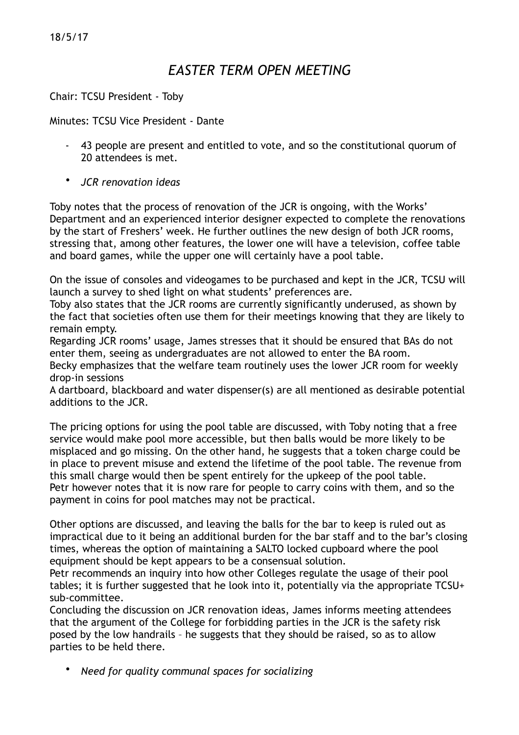18/5/17

# *EASTER TERM OPEN MEETING*

Chair: TCSU President - Toby

Minutes: TCSU Vice President - Dante

- 43 people are present and entitled to vote, and so the constitutional quorum of 20 attendees is met.

- *JCR renovation ideas*

Toby notes that the process of renovation of the JCR is ongoing, with the Works' Department and an experienced interior designer expected to complete the renovations by the start of Freshers' week. He further outlines the new design of both JCR rooms, stressing that, among other features, the lower one will have a television, coffee table and board games, while the upper one will certainly have a pool table.

On the issue of consoles and videogames to be purchased and kept in the JCR, TCSU will launch a survey to shed light on what students' preferences are.
Toby also states that the JCR rooms are currently significantly underused, as shown by the fact that societies often use them for their meetings knowing that they are likely to remain empty.
Regarding JCR rooms' usage, James stresses that it should be ensured that BAs do not enter them, seeing as undergraduates are not allowed to enter the BA room.
Becky emphasizes that the welfare team routinely uses the lower JCR room for weekly drop-in sessions
A dartboard, blackboard and water dispenser(s) are all mentioned as desirable potential additions to the JCR.

The pricing options for using the pool table are discussed, with Toby noting that a free service would make pool more accessible, but then balls would be more likely to be misplaced and go missing. On the other hand, he suggests that a token charge could be in place to prevent misuse and extend the lifetime of the pool table. The revenue from this small charge would then be spent entirely for the upkeep of the pool table.
Petr however notes that it is now rare for people to carry coins with them, and so the payment in coins for pool matches may not be practical.

Other options are discussed, and leaving the balls for the bar to keep is ruled out as impractical due to it being an additional burden for the bar staff and to the bar's closing times, whereas the option of maintaining a SALTO locked cupboard where the pool equipment should be kept appears to be a consensual solution.
Petr recommends an inquiry into how other Colleges regulate the usage of their pool tables; it is further suggested that he look into it, potentially via the appropriate TCSU+ sub-committee.
Concluding the discussion on JCR renovation ideas, James informs meeting attendees that the argument of the College for forbidding parties in the JCR is the safety risk posed by the low handrails – he suggests that they should be raised, so as to allow parties to be held there.

- *Need for quality communal spaces for socializing*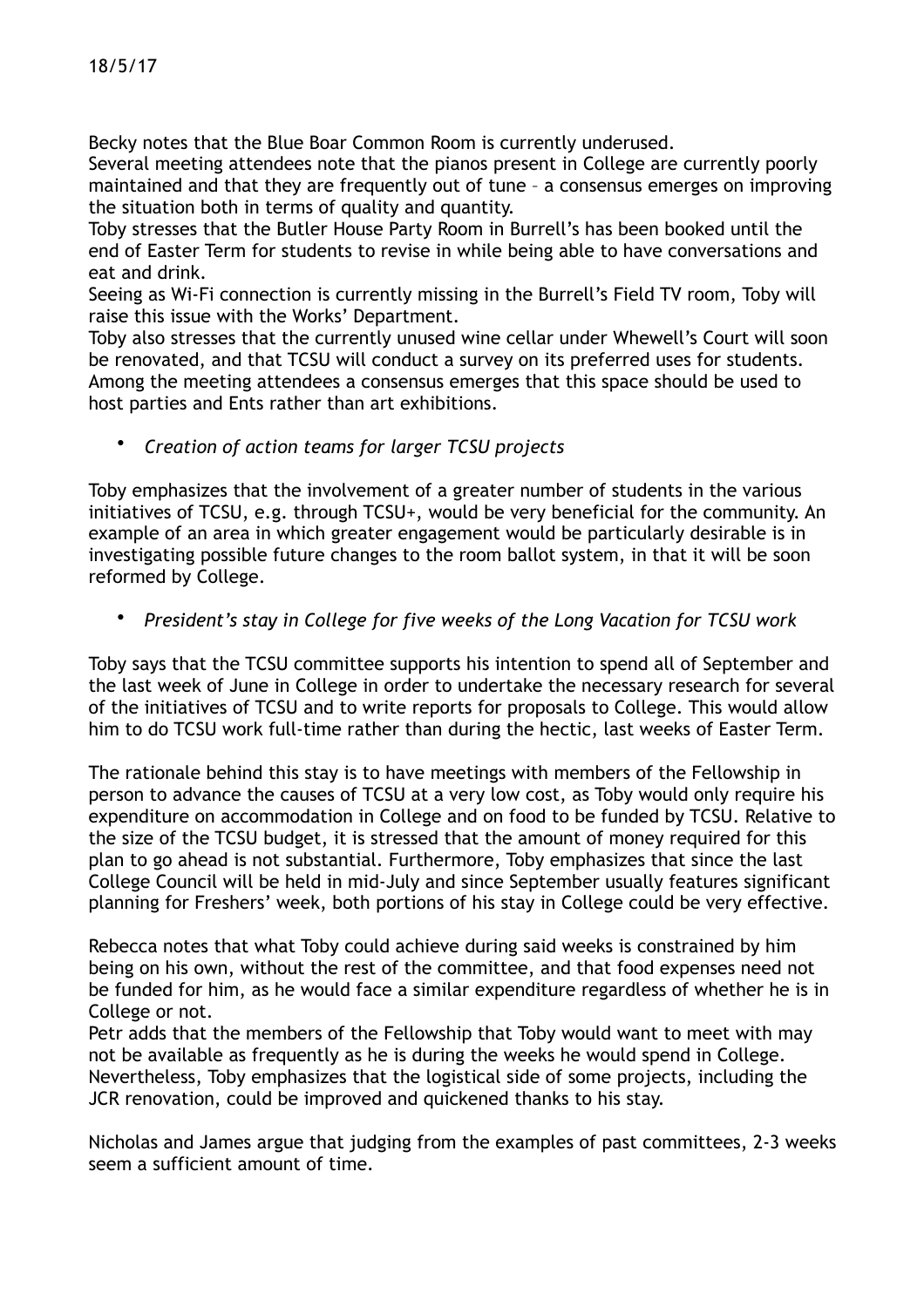18/5/17

Becky notes that the Blue Boar Common Room is currently underused.
Several meeting attendees note that the pianos present in College are currently poorly maintained and that they are frequently out of tune – a consensus emerges on improving the situation both in terms of quality and quantity.
Toby stresses that the Butler House Party Room in Burrell's has been booked until the end of Easter Term for students to revise in while being able to have conversations and eat and drink.
Seeing as Wi-Fi connection is currently missing in the Burrell's Field TV room, Toby will raise this issue with the Works' Department.
Toby also stresses that the currently unused wine cellar under Whewell's Court will soon be renovated, and that TCSU will conduct a survey on its preferred uses for students. Among the meeting attendees a consensus emerges that this space should be used to host parties and Ents rather than art exhibitions.

- *Creation of action teams for larger TCSU projects*

Toby emphasizes that the involvement of a greater number of students in the various initiatives of TCSU, e.g. through TCSU+, would be very beneficial for the community. An example of an area in which greater engagement would be particularly desirable is in investigating possible future changes to the room ballot system, in that it will be soon reformed by College.

- *President's stay in College for five weeks of the Long Vacation for TCSU work*

Toby says that the TCSU committee supports his intention to spend all of September and the last week of June in College in order to undertake the necessary research for several of the initiatives of TCSU and to write reports for proposals to College. This would allow him to do TCSU work full-time rather than during the hectic, last weeks of Easter Term.

The rationale behind this stay is to have meetings with members of the Fellowship in person to advance the causes of TCSU at a very low cost, as Toby would only require his expenditure on accommodation in College and on food to be funded by TCSU. Relative to the size of the TCSU budget, it is stressed that the amount of money required for this plan to go ahead is not substantial. Furthermore, Toby emphasizes that since the last College Council will be held in mid-July and since September usually features significant planning for Freshers' week, both portions of his stay in College could be very effective.

Rebecca notes that what Toby could achieve during said weeks is constrained by him being on his own, without the rest of the committee, and that food expenses need not be funded for him, as he would face a similar expenditure regardless of whether he is in College or not.
Petr adds that the members of the Fellowship that Toby would want to meet with may not be available as frequently as he is during the weeks he would spend in College. Nevertheless, Toby emphasizes that the logistical side of some projects, including the JCR renovation, could be improved and quickened thanks to his stay.

Nicholas and James argue that judging from the examples of past committees, 2-3 weeks seem a sufficient amount of time.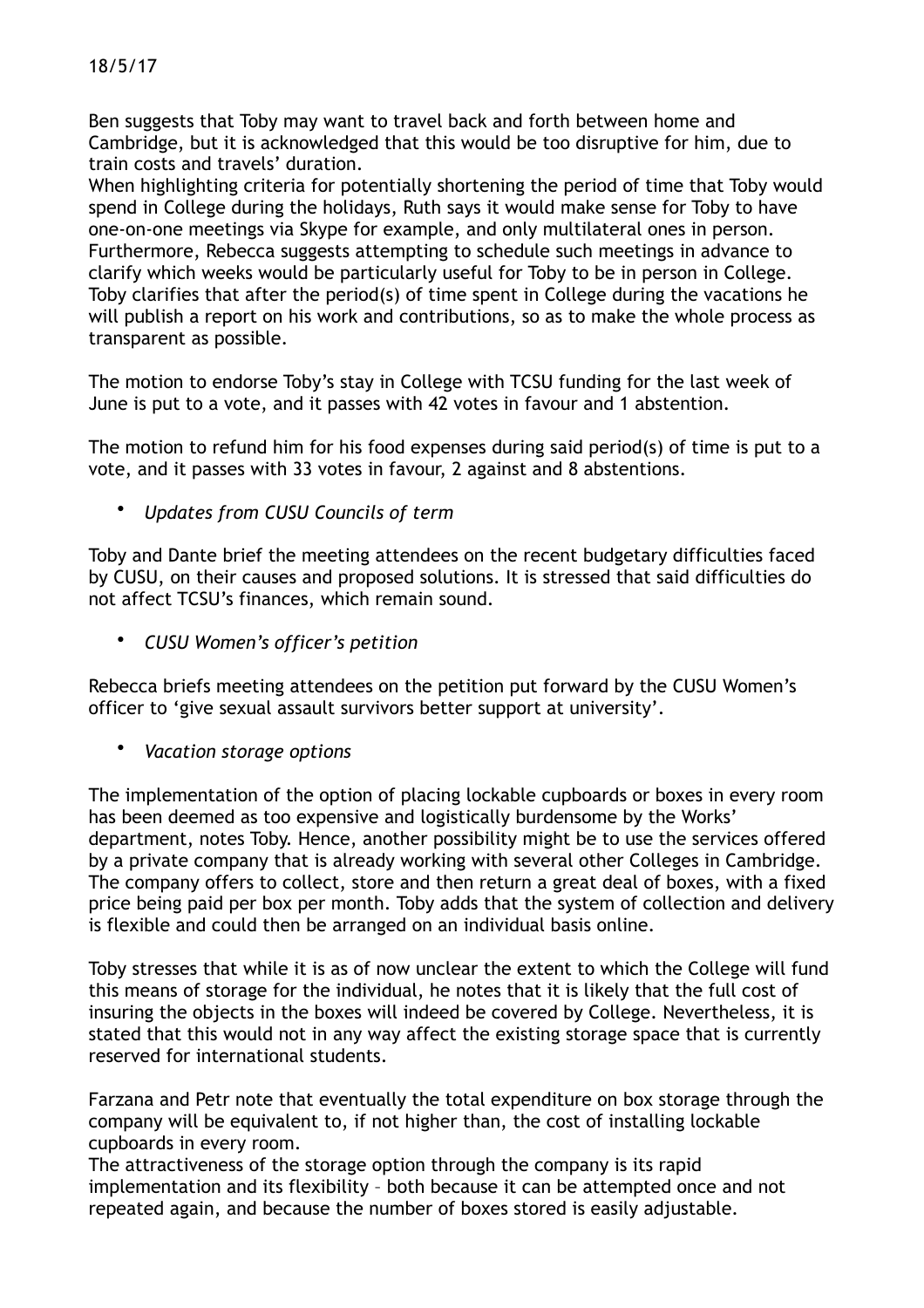18/5/17

Ben suggests that Toby may want to travel back and forth between home and Cambridge, but it is acknowledged that this would be too disruptive for him, due to train costs and travels' duration.
When highlighting criteria for potentially shortening the period of time that Toby would spend in College during the holidays, Ruth says it would make sense for Toby to have one-on-one meetings via Skype for example, and only multilateral ones in person. Furthermore, Rebecca suggests attempting to schedule such meetings in advance to clarify which weeks would be particularly useful for Toby to be in person in College. Toby clarifies that after the period(s) of time spent in College during the vacations he will publish a report on his work and contributions, so as to make the whole process as transparent as possible.

The motion to endorse Toby's stay in College with TCSU funding for the last week of June is put to a vote, and it passes with 42 votes in favour and 1 abstention.

The motion to refund him for his food expenses during said period(s) of time is put to a vote, and it passes with 33 votes in favour, 2 against and 8 abstentions.

- *Updates from CUSU Councils of term*

Toby and Dante brief the meeting attendees on the recent budgetary difficulties faced by CUSU, on their causes and proposed solutions. It is stressed that said difficulties do not affect TCSU's finances, which remain sound.

- *CUSU Women's officer's petition*

Rebecca briefs meeting attendees on the petition put forward by the CUSU Women's officer to 'give sexual assault survivors better support at university'.

- *Vacation storage options*

The implementation of the option of placing lockable cupboards or boxes in every room has been deemed as too expensive and logistically burdensome by the Works' department, notes Toby. Hence, another possibility might be to use the services offered by a private company that is already working with several other Colleges in Cambridge. The company offers to collect, store and then return a great deal of boxes, with a fixed price being paid per box per month. Toby adds that the system of collection and delivery is flexible and could then be arranged on an individual basis online.

Toby stresses that while it is as of now unclear the extent to which the College will fund this means of storage for the individual, he notes that it is likely that the full cost of insuring the objects in the boxes will indeed be covered by College. Nevertheless, it is stated that this would not in any way affect the existing storage space that is currently reserved for international students.

Farzana and Petr note that eventually the total expenditure on box storage through the company will be equivalent to, if not higher than, the cost of installing lockable cupboards in every room.
The attractiveness of the storage option through the company is its rapid implementation and its flexibility – both because it can be attempted once and not repeated again, and because the number of boxes stored is easily adjustable.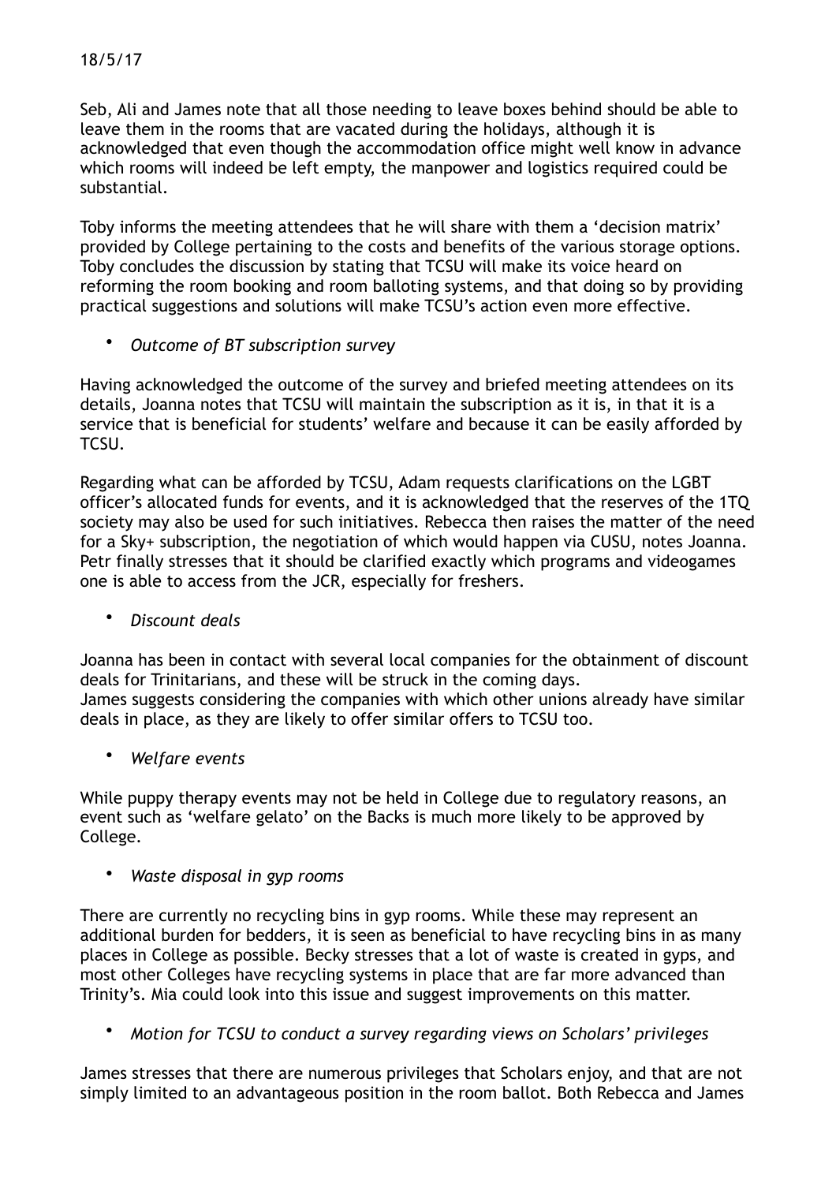18/5/17

Seb, Ali and James note that all those needing to leave boxes behind should be able to leave them in the rooms that are vacated during the holidays, although it is acknowledged that even though the accommodation office might well know in advance which rooms will indeed be left empty, the manpower and logistics required could be substantial.

Toby informs the meeting attendees that he will share with them a 'decision matrix' provided by College pertaining to the costs and benefits of the various storage options. Toby concludes the discussion by stating that TCSU will make its voice heard on reforming the room booking and room balloting systems, and that doing so by providing practical suggestions and solutions will make TCSU's action even more effective.

- *Outcome of BT subscription survey*

Having acknowledged the outcome of the survey and briefed meeting attendees on its details, Joanna notes that TCSU will maintain the subscription as it is, in that it is a service that is beneficial for students' welfare and because it can be easily afforded by TCSU.

Regarding what can be afforded by TCSU, Adam requests clarifications on the LGBT officer's allocated funds for events, and it is acknowledged that the reserves of the 1TQ society may also be used for such initiatives. Rebecca then raises the matter of the need for a Sky+ subscription, the negotiation of which would happen via CUSU, notes Joanna. Petr finally stresses that it should be clarified exactly which programs and videogames one is able to access from the JCR, especially for freshers.

- *Discount deals*

Joanna has been in contact with several local companies for the obtainment of discount deals for Trinitarians, and these will be struck in the coming days.
James suggests considering the companies with which other unions already have similar deals in place, as they are likely to offer similar offers to TCSU too.

- *Welfare events*

While puppy therapy events may not be held in College due to regulatory reasons, an event such as 'welfare gelato' on the Backs is much more likely to be approved by College.

- *Waste disposal in gyp rooms*

There are currently no recycling bins in gyp rooms. While these may represent an additional burden for bedders, it is seen as beneficial to have recycling bins in as many places in College as possible. Becky stresses that a lot of waste is created in gyps, and most other Colleges have recycling systems in place that are far more advanced than Trinity's. Mia could look into this issue and suggest improvements on this matter.

- *Motion for TCSU to conduct a survey regarding views on Scholars' privileges*

James stresses that there are numerous privileges that Scholars enjoy, and that are not simply limited to an advantageous position in the room ballot. Both Rebecca and James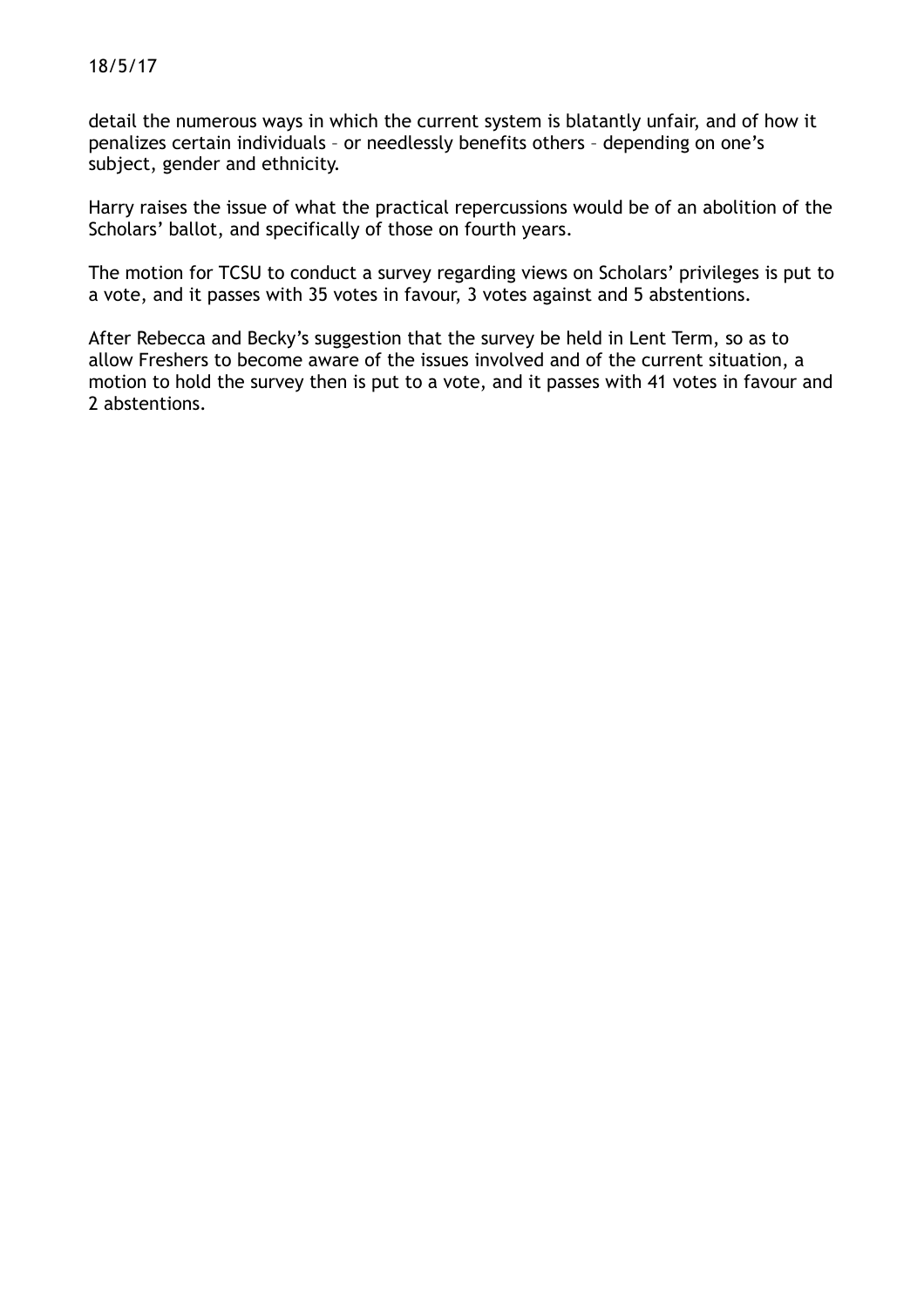18/5/17

detail the numerous ways in which the current system is blatantly unfair, and of how it penalizes certain individuals – or needlessly benefits others – depending on one's subject, gender and ethnicity.

Harry raises the issue of what the practical repercussions would be of an abolition of the Scholars' ballot, and specifically of those on fourth years.

The motion for TCSU to conduct a survey regarding views on Scholars' privileges is put to a vote, and it passes with 35 votes in favour, 3 votes against and 5 abstentions.

After Rebecca and Becky's suggestion that the survey be held in Lent Term, so as to allow Freshers to become aware of the issues involved and of the current situation, a motion to hold the survey then is put to a vote, and it passes with 41 votes in favour and 2 abstentions.